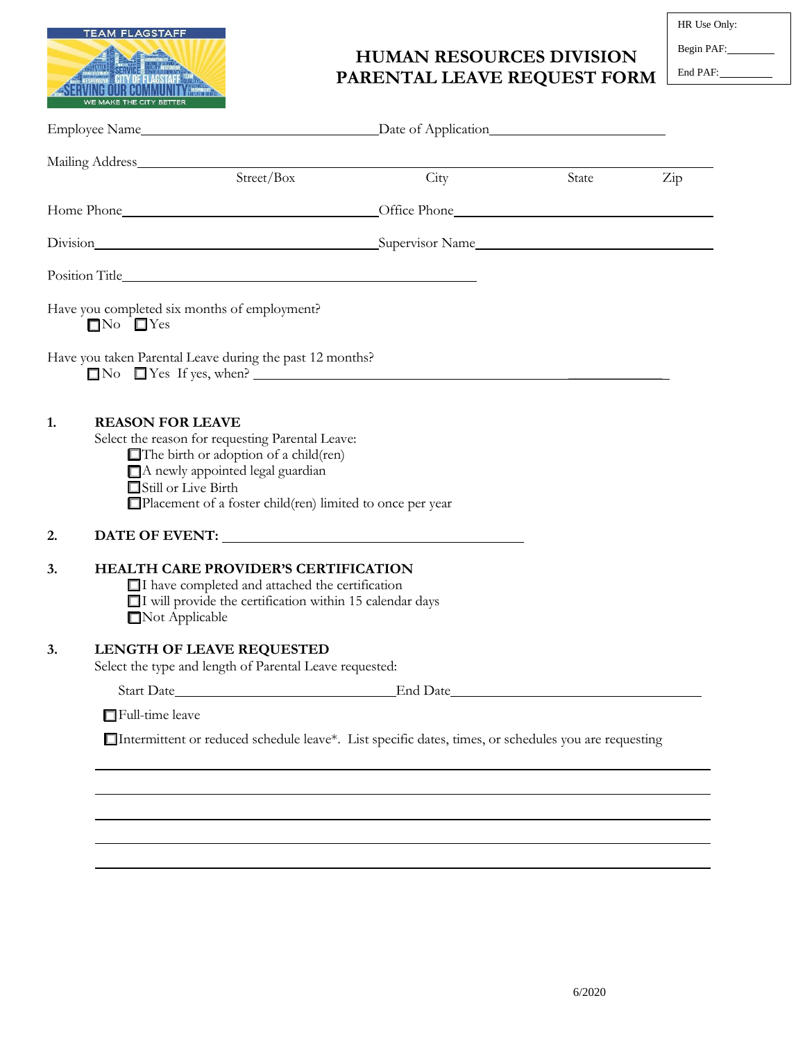# HUMAN RESOURCES DIVISION PARENTAL LEAVE REQUEST FORM

HR Use Only:

Begin PAF:________

End PAF:________

Employee Name________________________________ Date of Application________________________

Mailing Address______________________________________________________________________

Street/Box City State Zip

Home Phone__________________________________ Office Phone______________________________

Division____________________________________ Supervisor Name____________________________

Position Title________________________________________________

Have you completed six months of employment?

☐No ☐Yes

Have you taken Parental Leave during the past 12 months?

☐No ☐Yes If yes, when? ________________________________________________

**1. REASON FOR LEAVE**

Select the reason for requesting Parental Leave:

☐The birth or adoption of a child(ren)

☐A newly appointed legal guardian

☐Still or Live Birth

☐Placement of a foster child(ren) limited to once per year

**2. DATE OF EVENT:** ________________________________________

**3. HEALTH CARE PROVIDER'S CERTIFICATION**

☐I have completed and attached the certification

☐I will provide the certification within 15 calendar days

☐Not Applicable

**3. LENGTH OF LEAVE REQUESTED**

Select the type and length of Parental Leave requested:

Start Date______________________________ End Date____________________________________

☐Full-time leave

☐Intermittent or reduced schedule leave*. List specific dates, times, or schedules you are requesting

______________________________________________________________________________

______________________________________________________________________________

______________________________________________________________________________

______________________________________________________________________________

______________________________________________________________________________

6/2020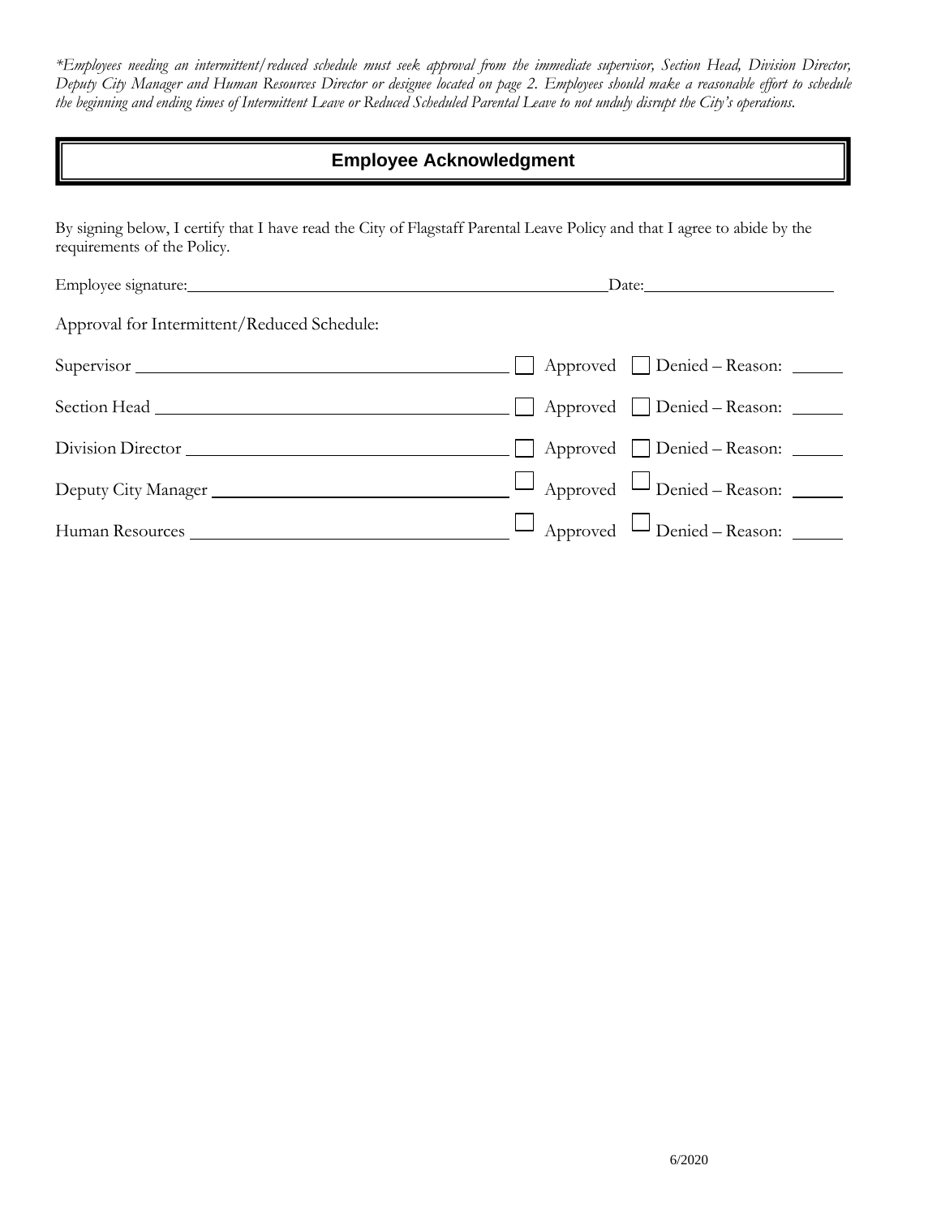*\*Employees needing an intermittent/reduced schedule must seek approval from the immediate supervisor, Section Head, Division Director, Deputy City Manager and Human Resources Director or designee located on page 2. Employees should make a reasonable effort to schedule the beginning and ending times of Intermittent Leave or Reduced Scheduled Parental Leave to not unduly disrupt the City's operations.*

## Employee Acknowledgment

By signing below, I certify that I have read the City of Flagstaff Parental Leave Policy and that I agree to abide by the requirements of the Policy.

Employee signature:______________________________________________ Date:____________________

Approval for Intermittent/Reduced Schedule:

Supervisor ________________________________________ ☐ Approved ☐ Denied – Reason: ______

Section Head ______________________________________ ☐ Approved ☐ Denied – Reason: ______

Division Director ___________________________________ ☐ Approved ☐ Denied – Reason: ______

Deputy City Manager ________________________________ ☐ Approved ☐ Denied – Reason: ______

Human Resources ___________________________________ ☐ Approved ☐ Denied – Reason: ______

6/2020